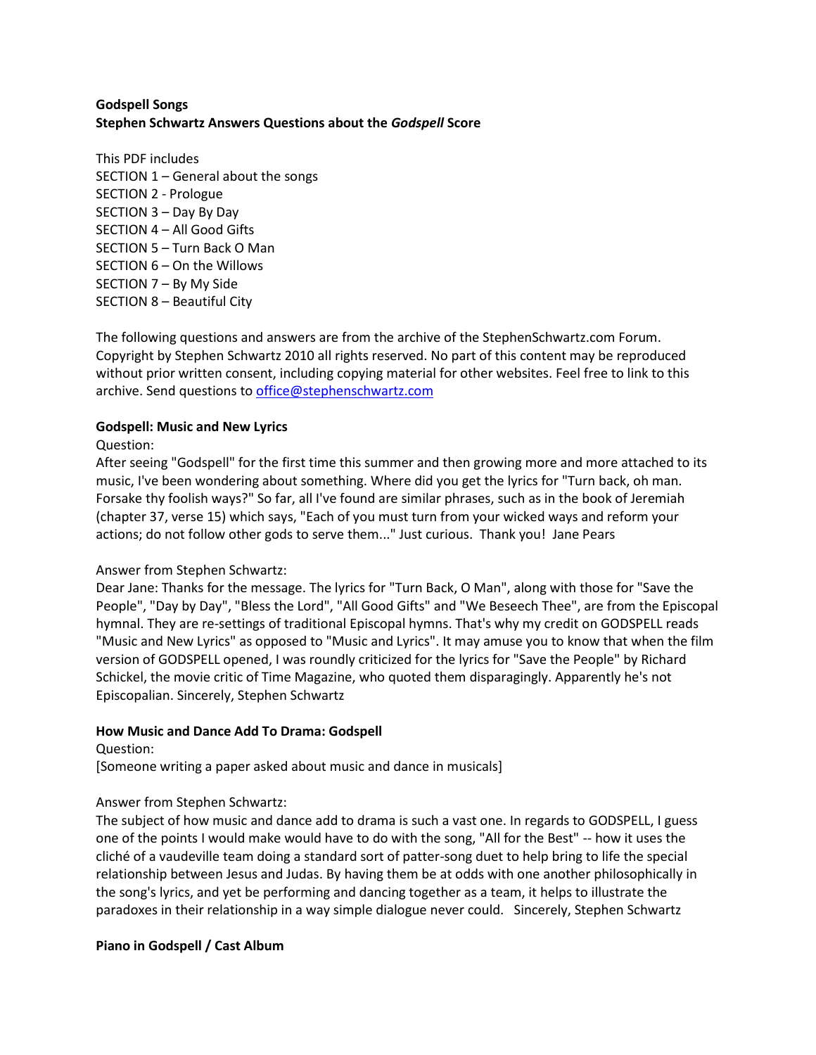**Godspell Songs**
**Stephen Schwartz Answers Questions about the *Godspell* Score**

This PDF includes
SECTION 1 – General about the songs
SECTION 2 - Prologue
SECTION 3 – Day By Day
SECTION 4 – All Good Gifts
SECTION 5 – Turn Back O Man
SECTION 6 – On the Willows
SECTION 7 – By My Side
SECTION 8 – Beautiful City

The following questions and answers are from the archive of the StephenSchwartz.com Forum. Copyright by Stephen Schwartz 2010 all rights reserved. No part of this content may be reproduced without prior written consent, including copying material for other websites. Feel free to link to this archive. Send questions to office@stephenschwartz.com

**Godspell: Music and New Lyrics**

Question:
After seeing "Godspell" for the first time this summer and then growing more and more attached to its music, I've been wondering about something. Where did you get the lyrics for "Turn back, oh man. Forsake thy foolish ways?" So far, all I've found are similar phrases, such as in the book of Jeremiah (chapter 37, verse 15) which says, "Each of you must turn from your wicked ways and reform your actions; do not follow other gods to serve them..." Just curious. Thank you! Jane Pears

Answer from Stephen Schwartz:
Dear Jane: Thanks for the message. The lyrics for "Turn Back, O Man", along with those for "Save the People", "Day by Day", "Bless the Lord", "All Good Gifts" and "We Beseech Thee", are from the Episcopal hymnal. They are re-settings of traditional Episcopal hymns. That's why my credit on GODSPELL reads "Music and New Lyrics" as opposed to "Music and Lyrics". It may amuse you to know that when the film version of GODSPELL opened, I was roundly criticized for the lyrics for "Save the People" by Richard Schickel, the movie critic of Time Magazine, who quoted them disparagingly. Apparently he's not Episcopalian. Sincerely, Stephen Schwartz

**How Music and Dance Add To Drama: Godspell**

Question:
[Someone writing a paper asked about music and dance in musicals]

Answer from Stephen Schwartz:
The subject of how music and dance add to drama is such a vast one. In regards to GODSPELL, I guess one of the points I would make would have to do with the song, "All for the Best" -- how it uses the cliché of a vaudeville team doing a standard sort of patter-song duet to help bring to life the special relationship between Jesus and Judas. By having them be at odds with one another philosophically in the song's lyrics, and yet be performing and dancing together as a team, it helps to illustrate the paradoxes in their relationship in a way simple dialogue never could. Sincerely, Stephen Schwartz

**Piano in Godspell / Cast Album**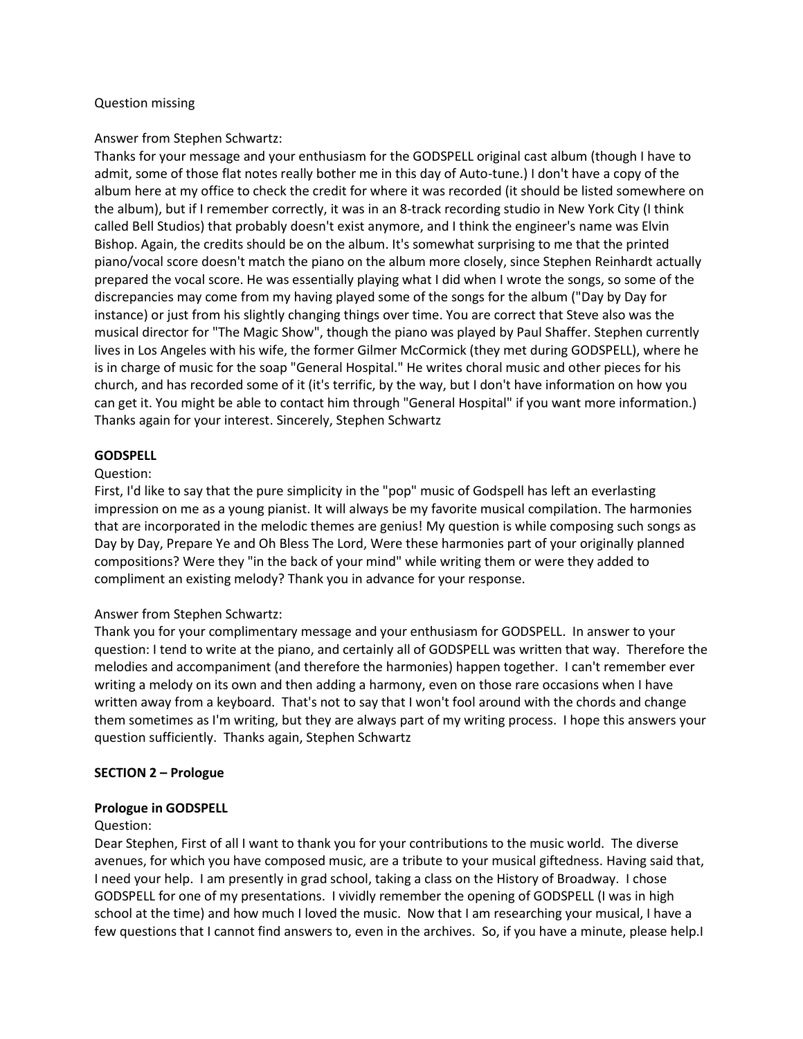Question missing

Answer from Stephen Schwartz:
Thanks for your message and your enthusiasm for the GODSPELL original cast album (though I have to admit, some of those flat notes really bother me in this day of Auto-tune.) I don't have a copy of the album here at my office to check the credit for where it was recorded (it should be listed somewhere on the album), but if I remember correctly, it was in an 8-track recording studio in New York City (I think called Bell Studios) that probably doesn't exist anymore, and I think the engineer's name was Elvin Bishop. Again, the credits should be on the album. It's somewhat surprising to me that the printed piano/vocal score doesn't match the piano on the album more closely, since Stephen Reinhardt actually prepared the vocal score. He was essentially playing what I did when I wrote the songs, so some of the discrepancies may come from my having played some of the songs for the album ("Day by Day for instance) or just from his slightly changing things over time. You are correct that Steve also was the musical director for "The Magic Show", though the piano was played by Paul Shaffer. Stephen currently lives in Los Angeles with his wife, the former Gilmer McCormick (they met during GODSPELL), where he is in charge of music for the soap "General Hospital." He writes choral music and other pieces for his church, and has recorded some of it (it's terrific, by the way, but I don't have information on how you can get it. You might be able to contact him through "General Hospital" if you want more information.) Thanks again for your interest. Sincerely, Stephen Schwartz

**GODSPELL**

Question:
First, I'd like to say that the pure simplicity in the "pop" music of Godspell has left an everlasting impression on me as a young pianist. It will always be my favorite musical compilation. The harmonies that are incorporated in the melodic themes are genius! My question is while composing such songs as Day by Day, Prepare Ye and Oh Bless The Lord, Were these harmonies part of your originally planned compositions? Were they "in the back of your mind" while writing them or were they added to compliment an existing melody? Thank you in advance for your response.

Answer from Stephen Schwartz:
Thank you for your complimentary message and your enthusiasm for GODSPELL. In answer to your question: I tend to write at the piano, and certainly all of GODSPELL was written that way. Therefore the melodies and accompaniment (and therefore the harmonies) happen together. I can't remember ever writing a melody on its own and then adding a harmony, even on those rare occasions when I have written away from a keyboard. That's not to say that I won't fool around with the chords and change them sometimes as I'm writing, but they are always part of my writing process. I hope this answers your question sufficiently. Thanks again, Stephen Schwartz

**SECTION 2 – Prologue**

**Prologue in GODSPELL**

Question:
Dear Stephen, First of all I want to thank you for your contributions to the music world. The diverse avenues, for which you have composed music, are a tribute to your musical giftedness. Having said that, I need your help. I am presently in grad school, taking a class on the History of Broadway. I chose GODSPELL for one of my presentations. I vividly remember the opening of GODSPELL (I was in high school at the time) and how much I loved the music. Now that I am researching your musical, I have a few questions that I cannot find answers to, even in the archives. So, if you have a minute, please help.I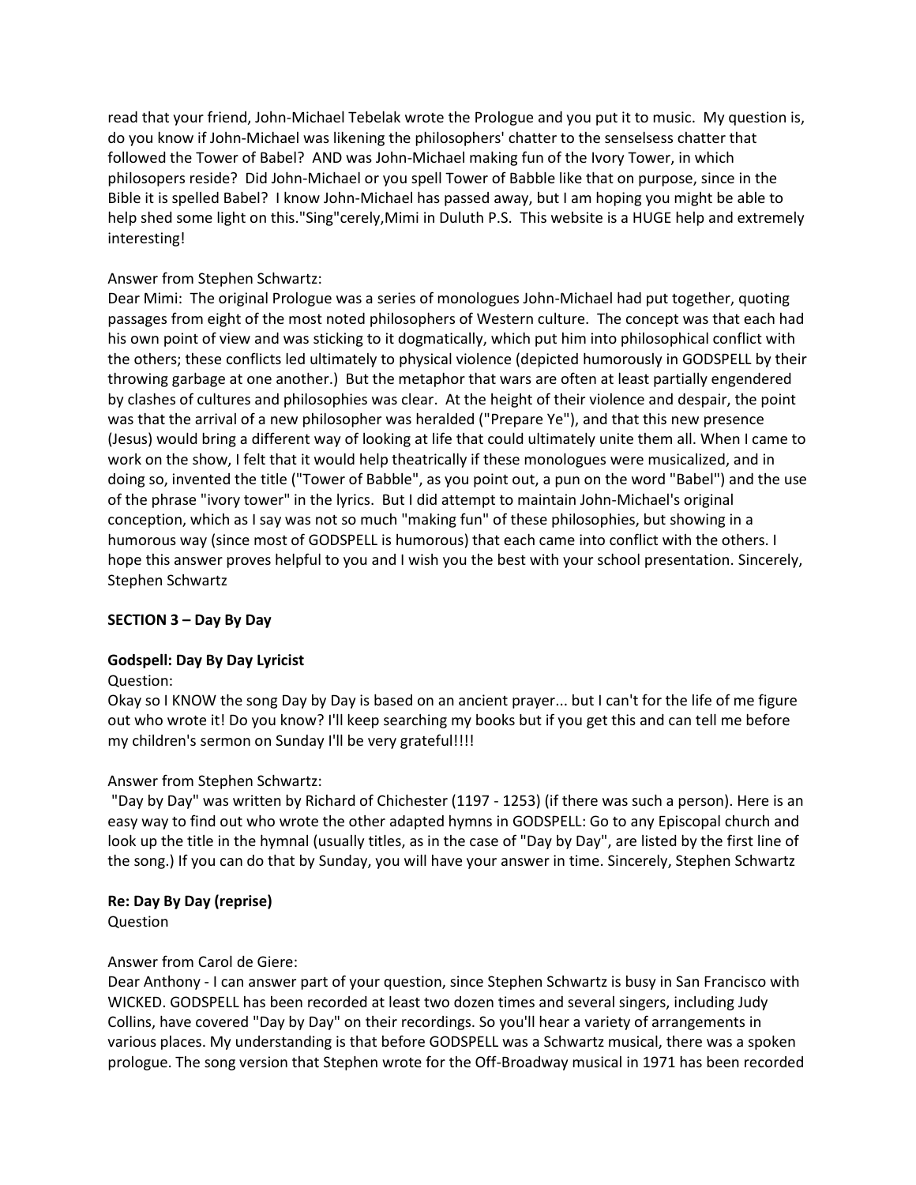read that your friend, John-Michael Tebelak wrote the Prologue and you put it to music. My question is, do you know if John-Michael was likening the philosophers' chatter to the senselsess chatter that followed the Tower of Babel? AND was John-Michael making fun of the Ivory Tower, in which philosopers reside? Did John-Michael or you spell Tower of Babble like that on purpose, since in the Bible it is spelled Babel? I know John-Michael has passed away, but I am hoping you might be able to help shed some light on this."Sing"cerely,Mimi in Duluth P.S. This website is a HUGE help and extremely interesting!

Answer from Stephen Schwartz:
Dear Mimi: The original Prologue was a series of monologues John-Michael had put together, quoting passages from eight of the most noted philosophers of Western culture. The concept was that each had his own point of view and was sticking to it dogmatically, which put him into philosophical conflict with the others; these conflicts led ultimately to physical violence (depicted humorously in GODSPELL by their throwing garbage at one another.) But the metaphor that wars are often at least partially engendered by clashes of cultures and philosophies was clear. At the height of their violence and despair, the point was that the arrival of a new philosopher was heralded ("Prepare Ye"), and that this new presence (Jesus) would bring a different way of looking at life that could ultimately unite them all. When I came to work on the show, I felt that it would help theatrically if these monologues were musicalized, and in doing so, invented the title ("Tower of Babble", as you point out, a pun on the word "Babel") and the use of the phrase "ivory tower" in the lyrics. But I did attempt to maintain John-Michael's original conception, which as I say was not so much "making fun" of these philosophies, but showing in a humorous way (since most of GODSPELL is humorous) that each came into conflict with the others. I hope this answer proves helpful to you and I wish you the best with your school presentation. Sincerely, Stephen Schwartz

**SECTION 3 – Day By Day**

**Godspell: Day By Day Lyricist**

Question:
Okay so I KNOW the song Day by Day is based on an ancient prayer... but I can't for the life of me figure out who wrote it! Do you know? I'll keep searching my books but if you get this and can tell me before my children's sermon on Sunday I'll be very grateful!!!!

Answer from Stephen Schwartz:
"Day by Day" was written by Richard of Chichester (1197 - 1253) (if there was such a person). Here is an easy way to find out who wrote the other adapted hymns in GODSPELL: Go to any Episcopal church and look up the title in the hymnal (usually titles, as in the case of "Day by Day", are listed by the first line of the song.) If you can do that by Sunday, you will have your answer in time. Sincerely, Stephen Schwartz

**Re: Day By Day (reprise)**

Question

Answer from Carol de Giere:
Dear Anthony - I can answer part of your question, since Stephen Schwartz is busy in San Francisco with WICKED. GODSPELL has been recorded at least two dozen times and several singers, including Judy Collins, have covered "Day by Day" on their recordings. So you'll hear a variety of arrangements in various places. My understanding is that before GODSPELL was a Schwartz musical, there was a spoken prologue. The song version that Stephen wrote for the Off-Broadway musical in 1971 has been recorded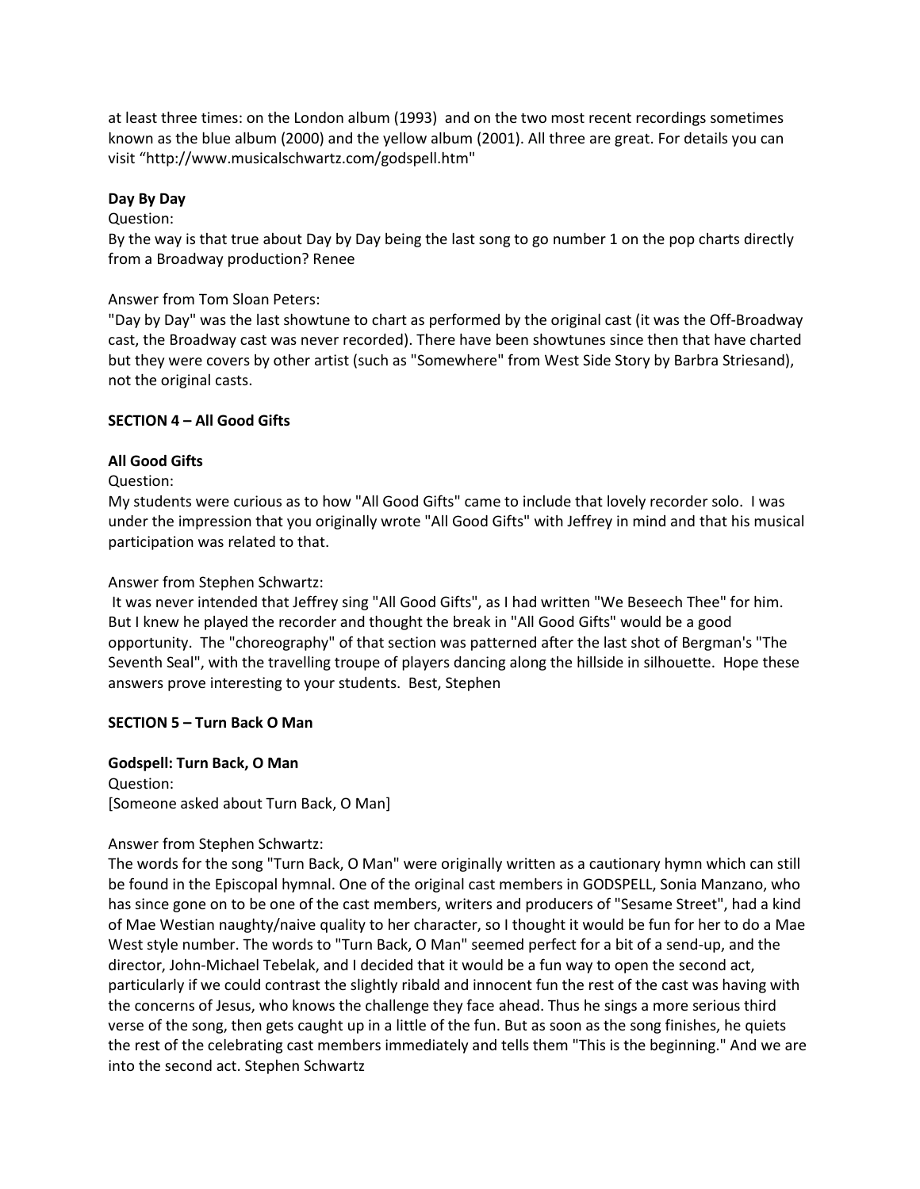at least three times: on the London album (1993) and on the two most recent recordings sometimes known as the blue album (2000) and the yellow album (2001). All three are great. For details you can visit "http://www.musicalschwartz.com/godspell.htm"

**Day By Day**

Question:
By the way is that true about Day by Day being the last song to go number 1 on the pop charts directly from a Broadway production? Renee

Answer from Tom Sloan Peters:
"Day by Day" was the last showtune to chart as performed by the original cast (it was the Off-Broadway cast, the Broadway cast was never recorded). There have been showtunes since then that have charted but they were covers by other artist (such as "Somewhere" from West Side Story by Barbra Striesand), not the original casts.

**SECTION 4 – All Good Gifts**

**All Good Gifts**

Question:
My students were curious as to how "All Good Gifts" came to include that lovely recorder solo. I was under the impression that you originally wrote "All Good Gifts" with Jeffrey in mind and that his musical participation was related to that.

Answer from Stephen Schwartz:
It was never intended that Jeffrey sing "All Good Gifts", as I had written "We Beseech Thee" for him. But I knew he played the recorder and thought the break in "All Good Gifts" would be a good opportunity. The "choreography" of that section was patterned after the last shot of Bergman's "The Seventh Seal", with the travelling troupe of players dancing along the hillside in silhouette. Hope these answers prove interesting to your students. Best, Stephen

**SECTION 5 – Turn Back O Man**

**Godspell: Turn Back, O Man**

Question:
[Someone asked about Turn Back, O Man]

Answer from Stephen Schwartz:
The words for the song "Turn Back, O Man" were originally written as a cautionary hymn which can still be found in the Episcopal hymnal. One of the original cast members in GODSPELL, Sonia Manzano, who has since gone on to be one of the cast members, writers and producers of "Sesame Street", had a kind of Mae Westian naughty/naive quality to her character, so I thought it would be fun for her to do a Mae West style number. The words to "Turn Back, O Man" seemed perfect for a bit of a send-up, and the director, John-Michael Tebelak, and I decided that it would be a fun way to open the second act, particularly if we could contrast the slightly ribald and innocent fun the rest of the cast was having with the concerns of Jesus, who knows the challenge they face ahead. Thus he sings a more serious third verse of the song, then gets caught up in a little of the fun. But as soon as the song finishes, he quiets the rest of the celebrating cast members immediately and tells them "This is the beginning." And we are into the second act. Stephen Schwartz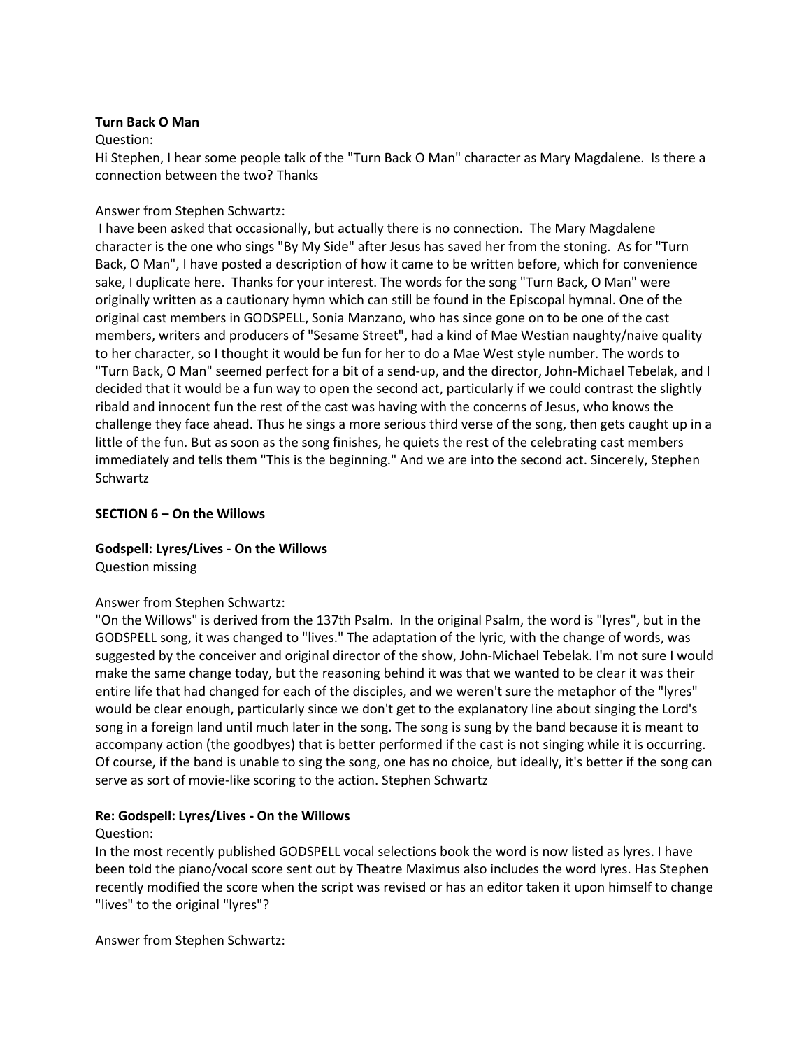**Turn Back O Man**

Question:

Hi Stephen, I hear some people talk of the "Turn Back O Man" character as Mary Magdalene. Is there a connection between the two? Thanks

Answer from Stephen Schwartz:

I have been asked that occasionally, but actually there is no connection. The Mary Magdalene character is the one who sings "By My Side" after Jesus has saved her from the stoning. As for "Turn Back, O Man", I have posted a description of how it came to be written before, which for convenience sake, I duplicate here. Thanks for your interest. The words for the song "Turn Back, O Man" were originally written as a cautionary hymn which can still be found in the Episcopal hymnal. One of the original cast members in GODSPELL, Sonia Manzano, who has since gone on to be one of the cast members, writers and producers of "Sesame Street", had a kind of Mae Westian naughty/naive quality to her character, so I thought it would be fun for her to do a Mae West style number. The words to "Turn Back, O Man" seemed perfect for a bit of a send-up, and the director, John-Michael Tebelak, and I decided that it would be a fun way to open the second act, particularly if we could contrast the slightly ribald and innocent fun the rest of the cast was having with the concerns of Jesus, who knows the challenge they face ahead. Thus he sings a more serious third verse of the song, then gets caught up in a little of the fun. But as soon as the song finishes, he quiets the rest of the celebrating cast members immediately and tells them "This is the beginning." And we are into the second act. Sincerely, Stephen Schwartz

## SECTION 6 – On the Willows

### Godspell: Lyres/Lives - On the Willows

Question missing

Answer from Stephen Schwartz:

"On the Willows" is derived from the 137th Psalm. In the original Psalm, the word is "lyres", but in the GODSPELL song, it was changed to "lives." The adaptation of the lyric, with the change of words, was suggested by the conceiver and original director of the show, John-Michael Tebelak. I'm not sure I would make the same change today, but the reasoning behind it was that we wanted to be clear it was their entire life that had changed for each of the disciples, and we weren't sure the metaphor of the "lyres" would be clear enough, particularly since we don't get to the explanatory line about singing the Lord's song in a foreign land until much later in the song. The song is sung by the band because it is meant to accompany action (the goodbyes) that is better performed if the cast is not singing while it is occurring. Of course, if the band is unable to sing the song, one has no choice, but ideally, it's better if the song can serve as sort of movie-like scoring to the action. Stephen Schwartz

### Re: Godspell: Lyres/Lives - On the Willows

Question:

In the most recently published GODSPELL vocal selections book the word is now listed as lyres. I have been told the piano/vocal score sent out by Theatre Maximus also includes the word lyres. Has Stephen recently modified the score when the script was revised or has an editor taken it upon himself to change "lives" to the original "lyres"?

Answer from Stephen Schwartz: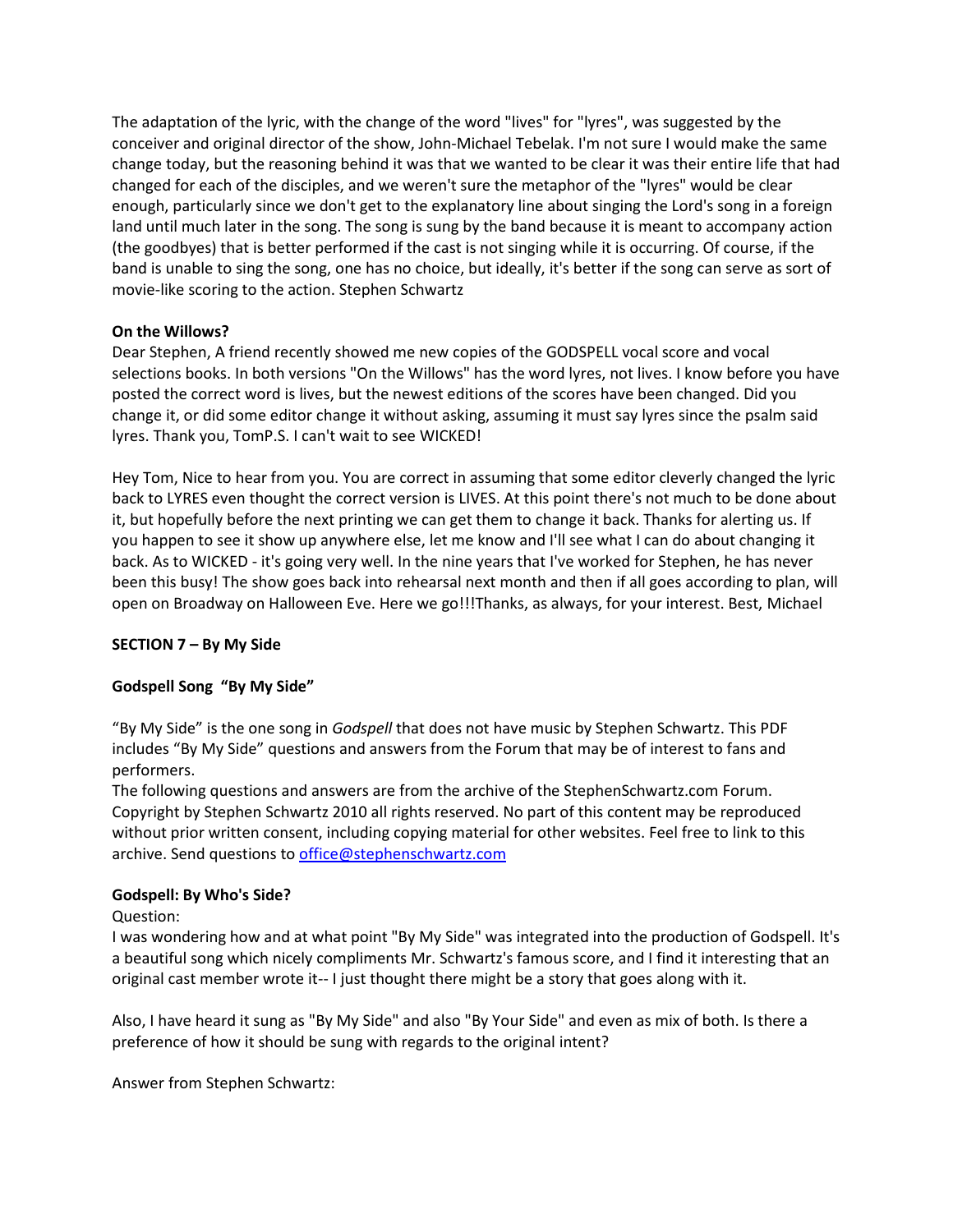The adaptation of the lyric, with the change of the word "lives" for "lyres", was suggested by the conceiver and original director of the show, John-Michael Tebelak. I'm not sure I would make the same change today, but the reasoning behind it was that we wanted to be clear it was their entire life that had changed for each of the disciples, and we weren't sure the metaphor of the "lyres" would be clear enough, particularly since we don't get to the explanatory line about singing the Lord's song in a foreign land until much later in the song. The song is sung by the band because it is meant to accompany action (the goodbyes) that is better performed if the cast is not singing while it is occurring. Of course, if the band is unable to sing the song, one has no choice, but ideally, it's better if the song can serve as sort of movie-like scoring to the action. Stephen Schwartz

**On the Willows?**

Dear Stephen, A friend recently showed me new copies of the GODSPELL vocal score and vocal selections books. In both versions "On the Willows" has the word lyres, not lives. I know before you have posted the correct word is lives, but the newest editions of the scores have been changed. Did you change it, or did some editor change it without asking, assuming it must say lyres since the psalm said lyres. Thank you, TomP.S. I can't wait to see WICKED!

Hey Tom, Nice to hear from you. You are correct in assuming that some editor cleverly changed the lyric back to LYRES even thought the correct version is LIVES. At this point there's not much to be done about it, but hopefully before the next printing we can get them to change it back. Thanks for alerting us. If you happen to see it show up anywhere else, let me know and I'll see what I can do about changing it back. As to WICKED - it's going very well. In the nine years that I've worked for Stephen, he has never been this busy! The show goes back into rehearsal next month and then if all goes according to plan, will open on Broadway on Halloween Eve. Here we go!!!Thanks, as always, for your interest. Best, Michael

## SECTION 7 – By My Side

### Godspell Song "By My Side"

"By My Side" is the one song in *Godspell* that does not have music by Stephen Schwartz. This PDF includes "By My Side" questions and answers from the Forum that may be of interest to fans and performers.

The following questions and answers are from the archive of the StephenSchwartz.com Forum. Copyright by Stephen Schwartz 2010 all rights reserved. No part of this content may be reproduced without prior written consent, including copying material for other websites. Feel free to link to this archive. Send questions to office@stephenschwartz.com

**Godspell: By Who's Side?**

Question:

I was wondering how and at what point "By My Side" was integrated into the production of Godspell. It's a beautiful song which nicely compliments Mr. Schwartz's famous score, and I find it interesting that an original cast member wrote it-- I just thought there might be a story that goes along with it.

Also, I have heard it sung as "By My Side" and also "By Your Side" and even as mix of both. Is there a preference of how it should be sung with regards to the original intent?

Answer from Stephen Schwartz: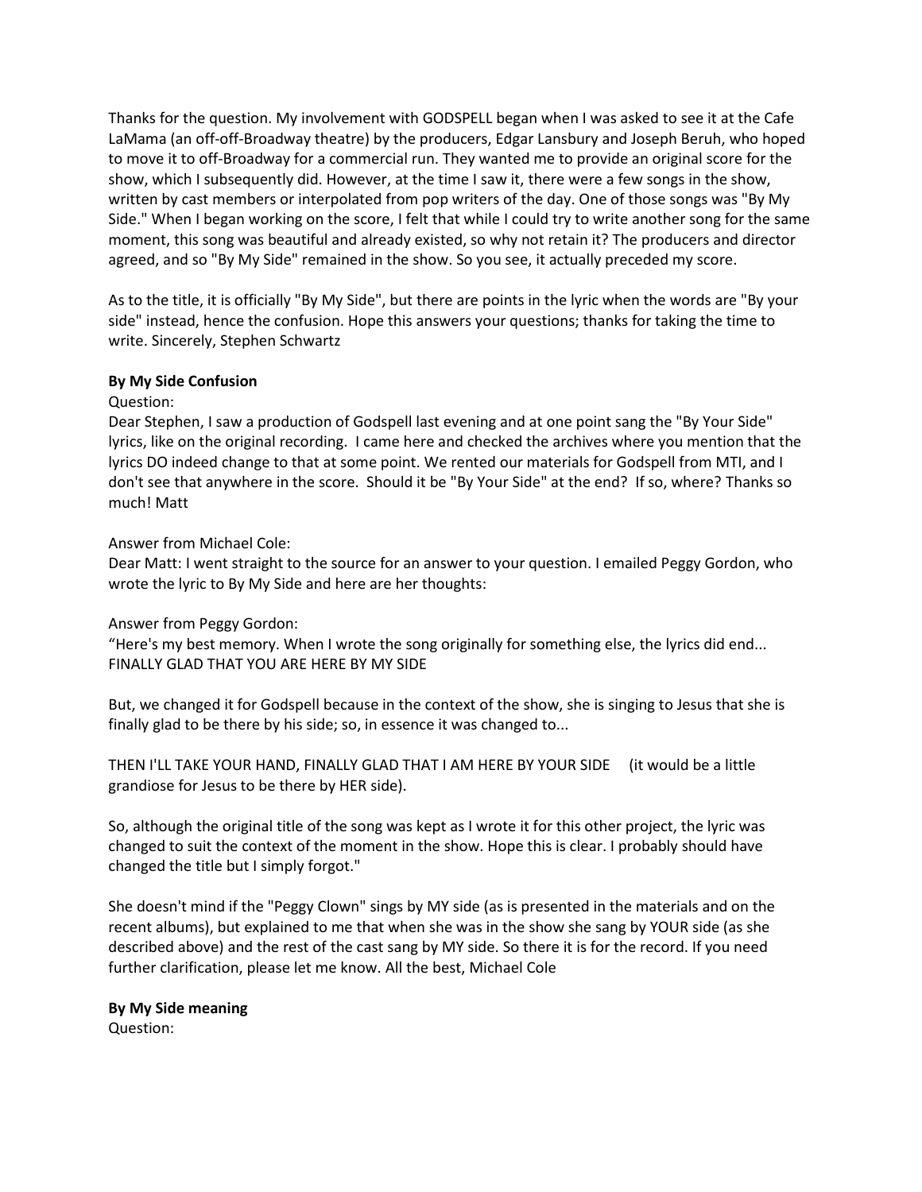Thanks for the question. My involvement with GODSPELL began when I was asked to see it at the Cafe LaMama (an off-off-Broadway theatre) by the producers, Edgar Lansbury and Joseph Beruh, who hoped to move it to off-Broadway for a commercial run. They wanted me to provide an original score for the show, which I subsequently did. However, at the time I saw it, there were a few songs in the show, written by cast members or interpolated from pop writers of the day. One of those songs was "By My Side." When I began working on the score, I felt that while I could try to write another song for the same moment, this song was beautiful and already existed, so why not retain it? The producers and director agreed, and so "By My Side" remained in the show. So you see, it actually preceded my score.

As to the title, it is officially "By My Side", but there are points in the lyric when the words are "By your side" instead, hence the confusion. Hope this answers your questions; thanks for taking the time to write. Sincerely, Stephen Schwartz

**By My Side Confusion**

Question:
Dear Stephen, I saw a production of Godspell last evening and at one point sang the "By Your Side" lyrics, like on the original recording. I came here and checked the archives where you mention that the lyrics DO indeed change to that at some point. We rented our materials for Godspell from MTI, and I don't see that anywhere in the score. Should it be "By Your Side" at the end? If so, where? Thanks so much! Matt

Answer from Michael Cole:
Dear Matt: I went straight to the source for an answer to your question. I emailed Peggy Gordon, who wrote the lyric to By My Side and here are her thoughts:

Answer from Peggy Gordon:
"Here's my best memory. When I wrote the song originally for something else, the lyrics did end...
FINALLY GLAD THAT YOU ARE HERE BY MY SIDE

But, we changed it for Godspell because in the context of the show, she is singing to Jesus that she is finally glad to be there by his side; so, in essence it was changed to...

THEN I'LL TAKE YOUR HAND, FINALLY GLAD THAT I AM HERE BY YOUR SIDE (it would be a little grandiose for Jesus to be there by HER side).

So, although the original title of the song was kept as I wrote it for this other project, the lyric was changed to suit the context of the moment in the show. Hope this is clear. I probably should have changed the title but I simply forgot."

She doesn't mind if the "Peggy Clown" sings by MY side (as is presented in the materials and on the recent albums), but explained to me that when she was in the show she sang by YOUR side (as she described above) and the rest of the cast sang by MY side. So there it is for the record. If you need further clarification, please let me know. All the best, Michael Cole

**By My Side meaning**

Question: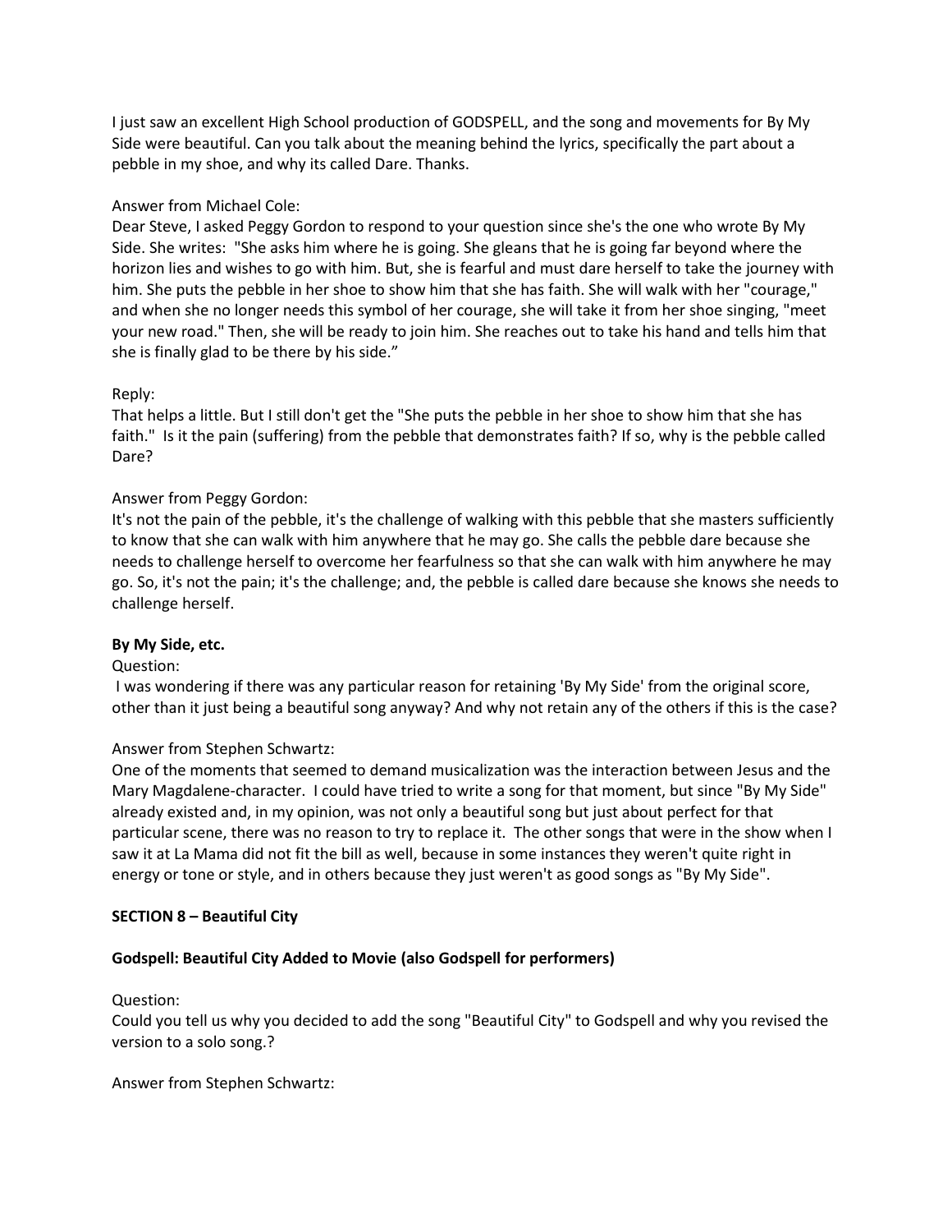I just saw an excellent High School production of GODSPELL, and the song and movements for By My Side were beautiful. Can you talk about the meaning behind the lyrics, specifically the part about a pebble in my shoe, and why its called Dare. Thanks.

Answer from Michael Cole:
Dear Steve, I asked Peggy Gordon to respond to your question since she's the one who wrote By My Side. She writes: "She asks him where he is going. She gleans that he is going far beyond where the horizon lies and wishes to go with him. But, she is fearful and must dare herself to take the journey with him. She puts the pebble in her shoe to show him that she has faith. She will walk with her "courage," and when she no longer needs this symbol of her courage, she will take it from her shoe singing, "meet your new road." Then, she will be ready to join him. She reaches out to take his hand and tells him that she is finally glad to be there by his side."

Reply:
That helps a little. But I still don't get the "She puts the pebble in her shoe to show him that she has faith." Is it the pain (suffering) from the pebble that demonstrates faith? If so, why is the pebble called Dare?

Answer from Peggy Gordon:
It's not the pain of the pebble, it's the challenge of walking with this pebble that she masters sufficiently to know that she can walk with him anywhere that he may go. She calls the pebble dare because she needs to challenge herself to overcome her fearfulness so that she can walk with him anywhere he may go. So, it's not the pain; it's the challenge; and, the pebble is called dare because she knows she needs to challenge herself.

**By My Side, etc.**

Question:
I was wondering if there was any particular reason for retaining 'By My Side' from the original score, other than it just being a beautiful song anyway? And why not retain any of the others if this is the case?

Answer from Stephen Schwartz:
One of the moments that seemed to demand musicalization was the interaction between Jesus and the Mary Magdalene-character. I could have tried to write a song for that moment, but since "By My Side" already existed and, in my opinion, was not only a beautiful song but just about perfect for that particular scene, there was no reason to try to replace it. The other songs that were in the show when I saw it at La Mama did not fit the bill as well, because in some instances they weren't quite right in energy or tone or style, and in others because they just weren't as good songs as "By My Side".

## SECTION 8 – Beautiful City

### Godspell: Beautiful City Added to Movie (also Godspell for performers)

Question:
Could you tell us why you decided to add the song "Beautiful City" to Godspell and why you revised the version to a solo song.?

Answer from Stephen Schwartz: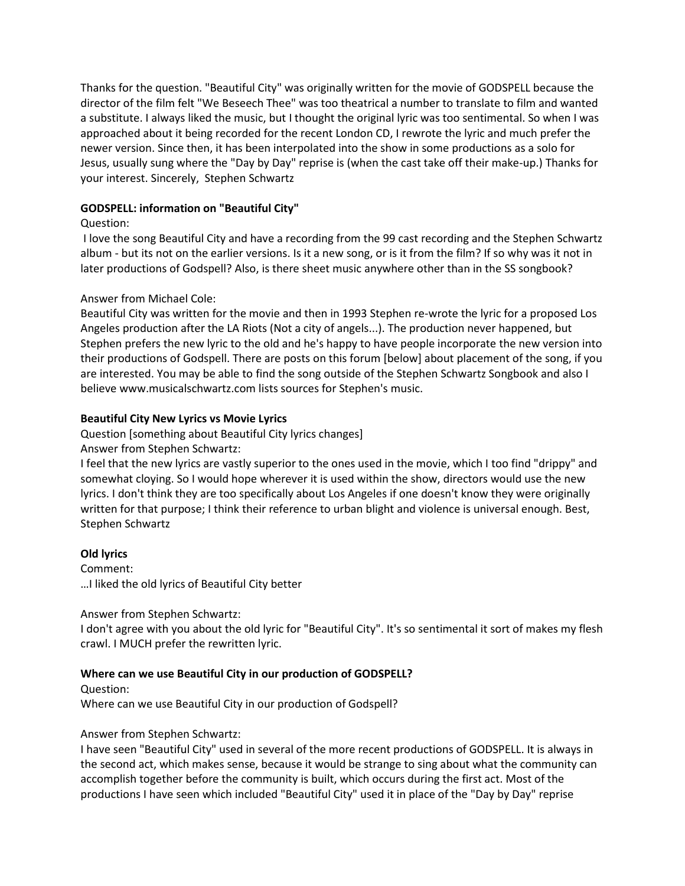Thanks for the question. "Beautiful City" was originally written for the movie of GODSPELL because the director of the film felt "We Beseech Thee" was too theatrical a number to translate to film and wanted a substitute. I always liked the music, but I thought the original lyric was too sentimental. So when I was approached about it being recorded for the recent London CD, I rewrote the lyric and much prefer the newer version. Since then, it has been interpolated into the show in some productions as a solo for Jesus, usually sung where the "Day by Day" reprise is (when the cast take off their make-up.) Thanks for your interest. Sincerely, Stephen Schwartz

**GODSPELL: information on "Beautiful City"**

Question:

I love the song Beautiful City and have a recording from the 99 cast recording and the Stephen Schwartz album - but its not on the earlier versions. Is it a new song, or is it from the film? If so why was it not in later productions of Godspell? Also, is there sheet music anywhere other than in the SS songbook?

Answer from Michael Cole:

Beautiful City was written for the movie and then in 1993 Stephen re-wrote the lyric for a proposed Los Angeles production after the LA Riots (Not a city of angels...). The production never happened, but Stephen prefers the new lyric to the old and he's happy to have people incorporate the new version into their productions of Godspell. There are posts on this forum [below] about placement of the song, if you are interested. You may be able to find the song outside of the Stephen Schwartz Songbook and also I believe www.musicalschwartz.com lists sources for Stephen's music.

**Beautiful City New Lyrics vs Movie Lyrics**

Question [something about Beautiful City lyrics changes]

Answer from Stephen Schwartz:

I feel that the new lyrics are vastly superior to the ones used in the movie, which I too find "drippy" and somewhat cloying. So I would hope wherever it is used within the show, directors would use the new lyrics. I don't think they are too specifically about Los Angeles if one doesn't know they were originally written for that purpose; I think their reference to urban blight and violence is universal enough. Best, Stephen Schwartz

**Old lyrics**

Comment:

…I liked the old lyrics of Beautiful City better

Answer from Stephen Schwartz:

I don't agree with you about the old lyric for "Beautiful City". It's so sentimental it sort of makes my flesh crawl. I MUCH prefer the rewritten lyric.

**Where can we use Beautiful City in our production of GODSPELL?**

Question:

Where can we use Beautiful City in our production of Godspell?

Answer from Stephen Schwartz:

I have seen "Beautiful City" used in several of the more recent productions of GODSPELL. It is always in the second act, which makes sense, because it would be strange to sing about what the community can accomplish together before the community is built, which occurs during the first act. Most of the productions I have seen which included "Beautiful City" used it in place of the "Day by Day" reprise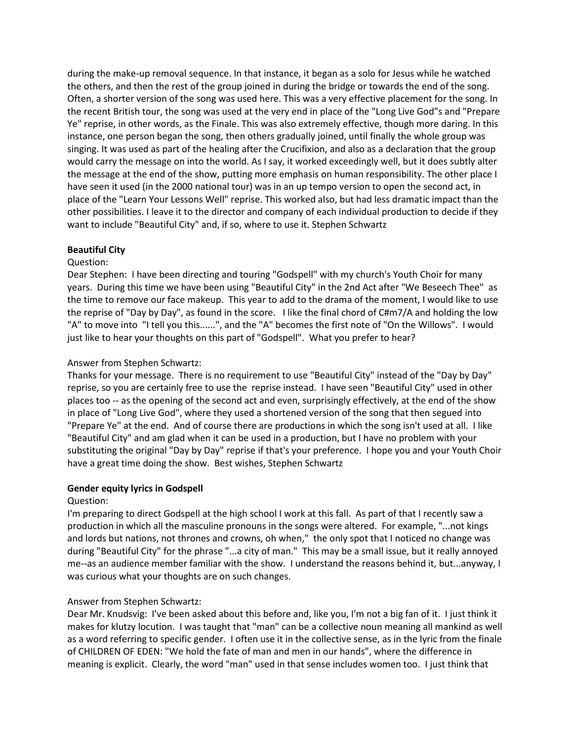during the make-up removal sequence. In that instance, it began as a solo for Jesus while he watched the others, and then the rest of the group joined in during the bridge or towards the end of the song. Often, a shorter version of the song was used here. This was a very effective placement for the song. In the recent British tour, the song was used at the very end in place of the "Long Live God"s and "Prepare Ye" reprise, in other words, as the Finale. This was also extremely effective, though more daring. In this instance, one person began the song, then others gradually joined, until finally the whole group was singing. It was used as part of the healing after the Crucifixion, and also as a declaration that the group would carry the message on into the world. As I say, it worked exceedingly well, but it does subtly alter the message at the end of the show, putting more emphasis on human responsibility. The other place I have seen it used (in the 2000 national tour) was in an up tempo version to open the second act, in place of the "Learn Your Lessons Well" reprise. This worked also, but had less dramatic impact than the other possibilities. I leave it to the director and company of each individual production to decide if they want to include "Beautiful City" and, if so, where to use it. Stephen Schwartz

**Beautiful City**

Question:

Dear Stephen: I have been directing and touring "Godspell" with my church's Youth Choir for many years. During this time we have been using "Beautiful City" in the 2nd Act after "We Beseech Thee" as the time to remove our face makeup. This year to add to the drama of the moment, I would like to use the reprise of "Day by Day", as found in the score. I like the final chord of C#m7/A and holding the low "A" to move into "I tell you this......", and the "A" becomes the first note of "On the Willows". I would just like to hear your thoughts on this part of "Godspell". What you prefer to hear?

Answer from Stephen Schwartz:

Thanks for your message. There is no requirement to use "Beautiful City" instead of the "Day by Day" reprise, so you are certainly free to use the reprise instead. I have seen "Beautiful City" used in other places too -- as the opening of the second act and even, surprisingly effectively, at the end of the show in place of "Long Live God", where they used a shortened version of the song that then segued into "Prepare Ye" at the end. And of course there are productions in which the song isn't used at all. I like "Beautiful City" and am glad when it can be used in a production, but I have no problem with your substituting the original "Day by Day" reprise if that's your preference. I hope you and your Youth Choir have a great time doing the show. Best wishes, Stephen Schwartz

**Gender equity lyrics in Godspell**

Question:

I'm preparing to direct Godspell at the high school I work at this fall. As part of that I recently saw a production in which all the masculine pronouns in the songs were altered. For example, "...not kings and lords but nations, not thrones and crowns, oh when," the only spot that I noticed no change was during "Beautiful City" for the phrase "...a city of man." This may be a small issue, but it really annoyed me--as an audience member familiar with the show. I understand the reasons behind it, but...anyway, I was curious what your thoughts are on such changes.

Answer from Stephen Schwartz:

Dear Mr. Knudsvig: I've been asked about this before and, like you, I'm not a big fan of it. I just think it makes for klutzy locution. I was taught that "man" can be a collective noun meaning all mankind as well as a word referring to specific gender. I often use it in the collective sense, as in the lyric from the finale of CHILDREN OF EDEN: "We hold the fate of man and men in our hands", where the difference in meaning is explicit. Clearly, the word "man" used in that sense includes women too. I just think that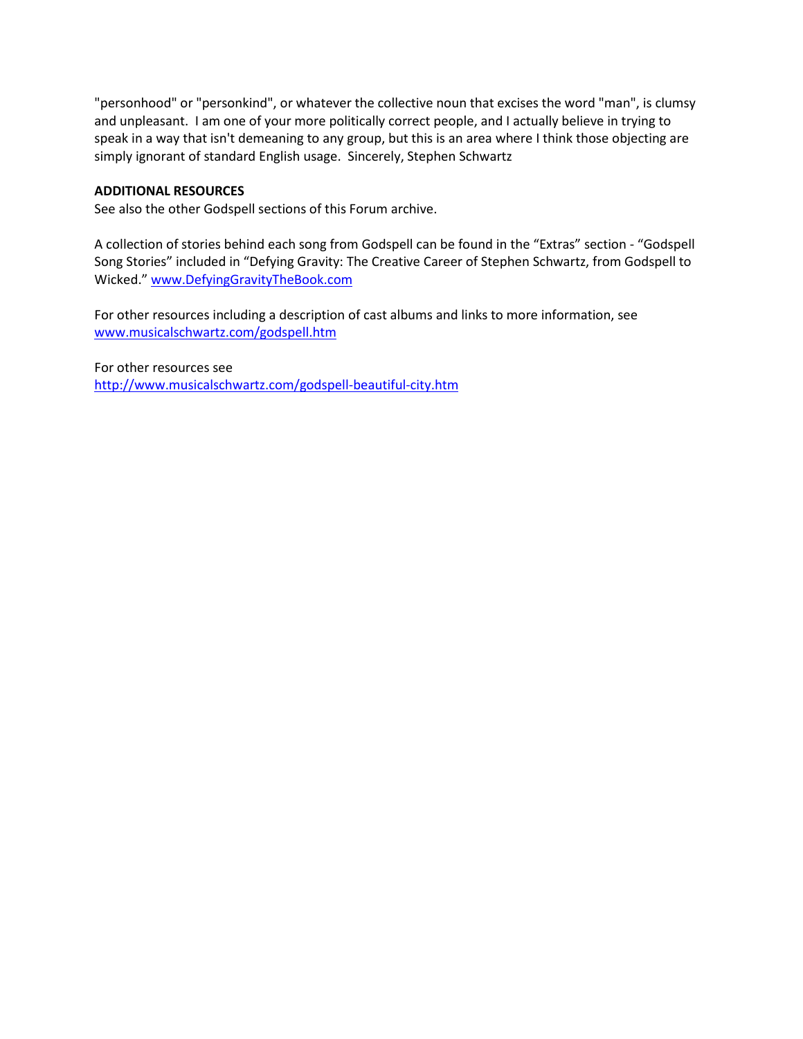"personhood" or "personkind", or whatever the collective noun that excises the word "man", is clumsy and unpleasant. I am one of your more politically correct people, and I actually believe in trying to speak in a way that isn't demeaning to any group, but this is an area where I think those objecting are simply ignorant of standard English usage. Sincerely, Stephen Schwartz

**ADDITIONAL RESOURCES**

See also the other Godspell sections of this Forum archive.

A collection of stories behind each song from Godspell can be found in the "Extras" section - "Godspell Song Stories" included in "Defying Gravity: The Creative Career of Stephen Schwartz, from Godspell to Wicked." [www.DefyingGravityTheBook.com](http://www.DefyingGravityTheBook.com)

For other resources including a description of cast albums and links to more information, see [www.musicalschwartz.com/godspell.htm](http://www.musicalschwartz.com/godspell.htm)

For other resources see
[http://www.musicalschwartz.com/godspell-beautiful-city.htm](http://www.musicalschwartz.com/godspell-beautiful-city.htm)